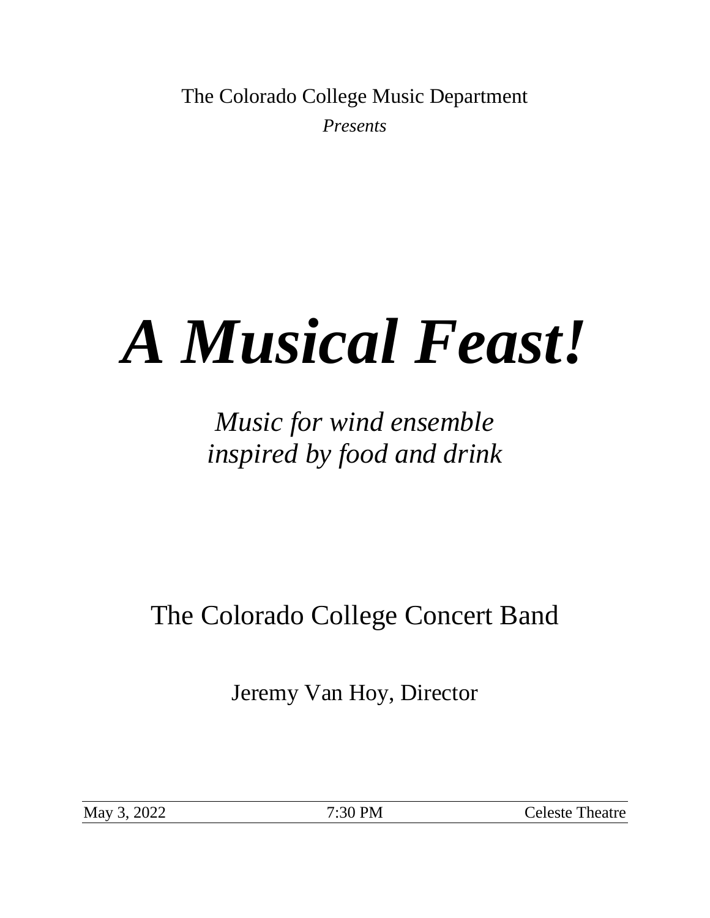The Colorado College Music Department

*Presents*

# *A Musical Feast!*

*Music for wind ensemble*
*inspired by food and drink*

## The Colorado College Concert Band

Jeremy Van Hoy, Director

| May 3, 2022 | 7:30 PM | Celeste Theatre |
|---|---|---|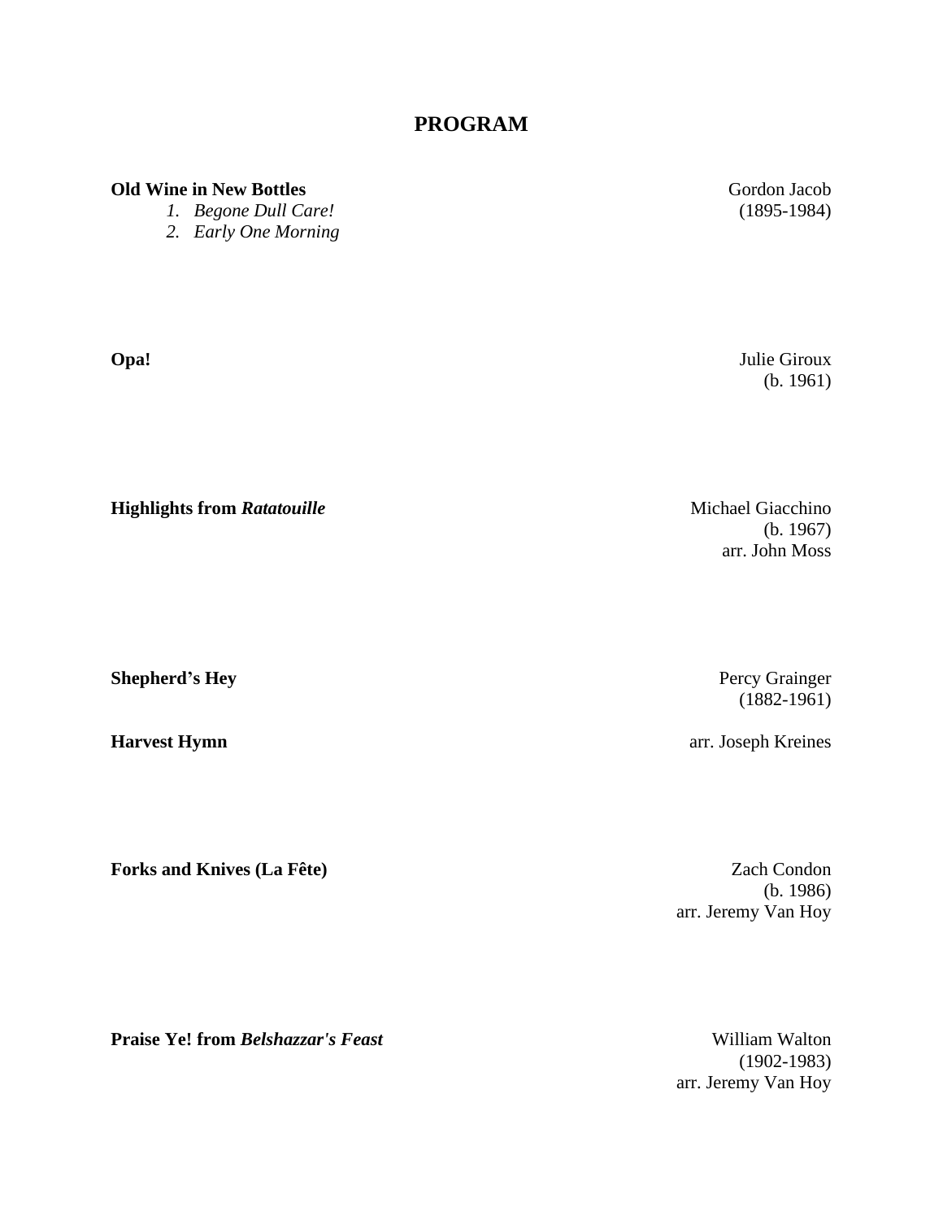# PROGRAM

**Old Wine in New Bottles** — Gordon Jacob (1895-1984)

1. *Begone Dull Care!*
2. *Early One Morning*

**Opa!** — Julie Giroux (b. 1961)

**Highlights from *Ratatouille*** — Michael Giacchino (b. 1967), arr. John Moss

**Shepherd's Hey** — Percy Grainger (1882-1961)

**Harvest Hymn** — arr. Joseph Kreines

**Forks and Knives (La Fête)** — Zach Condon (b. 1986), arr. Jeremy Van Hoy

**Praise Ye! from *Belshazzar's Feast*** — William Walton (1902-1983), arr. Jeremy Van Hoy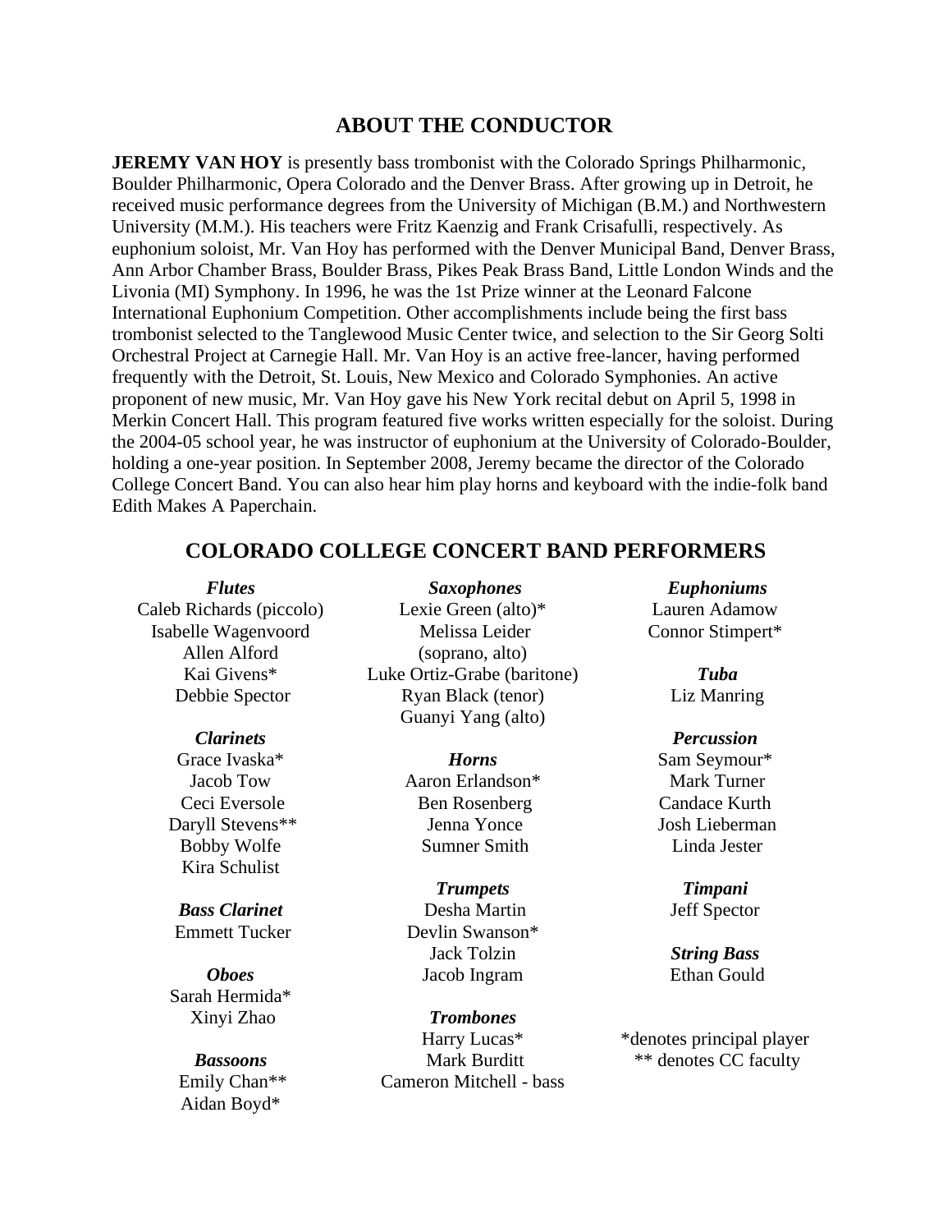## ABOUT THE CONDUCTOR

**JEREMY VAN HOY** is presently bass trombonist with the Colorado Springs Philharmonic, Boulder Philharmonic, Opera Colorado and the Denver Brass. After growing up in Detroit, he received music performance degrees from the University of Michigan (B.M.) and Northwestern University (M.M.). His teachers were Fritz Kaenzig and Frank Crisafulli, respectively. As euphonium soloist, Mr. Van Hoy has performed with the Denver Municipal Band, Denver Brass, Ann Arbor Chamber Brass, Boulder Brass, Pikes Peak Brass Band, Little London Winds and the Livonia (MI) Symphony. In 1996, he was the 1st Prize winner at the Leonard Falcone International Euphonium Competition. Other accomplishments include being the first bass trombonist selected to the Tanglewood Music Center twice, and selection to the Sir Georg Solti Orchestral Project at Carnegie Hall. Mr. Van Hoy is an active free-lancer, having performed frequently with the Detroit, St. Louis, New Mexico and Colorado Symphonies. An active proponent of new music, Mr. Van Hoy gave his New York recital debut on April 5, 1998 in Merkin Concert Hall. This program featured five works written especially for the soloist. During the 2004-05 school year, he was instructor of euphonium at the University of Colorado-Boulder, holding a one-year position. In September 2008, Jeremy became the director of the Colorado College Concert Band. You can also hear him play horns and keyboard with the indie-folk band Edith Makes A Paperchain.

## COLORADO COLLEGE CONCERT BAND PERFORMERS

***Flutes***
Caleb Richards (piccolo)
Isabelle Wagenvoord
Allen Alford
Kai Givens*
Debbie Spector

***Clarinets***
Grace Ivaska*
Jacob Tow
Ceci Eversole
Daryll Stevens**
Bobby Wolfe
Kira Schulist

***Bass Clarinet***
Emmett Tucker

***Oboes***
Sarah Hermida*
Xinyi Zhao

***Bassoons***
Emily Chan**
Aidan Boyd*

***Saxophones***
Lexie Green (alto)*
Melissa Leider (soprano, alto)
Luke Ortiz-Grabe (baritone)
Ryan Black (tenor)
Guanyi Yang (alto)

***Horns***
Aaron Erlandson*
Ben Rosenberg
Jenna Yonce
Sumner Smith

***Trumpets***
Desha Martin
Devlin Swanson*
Jack Tolzin
Jacob Ingram

***Trombones***
Harry Lucas*
Mark Burditt
Cameron Mitchell - bass

***Euphoniums***
Lauren Adamow
Connor Stimpert*

***Tuba***
Liz Manring

***Percussion***
Sam Seymour*
Mark Turner
Candace Kurth
Josh Lieberman
Linda Jester

***Timpani***
Jeff Spector

***String Bass***
Ethan Gould

*denotes principal player
** denotes CC faculty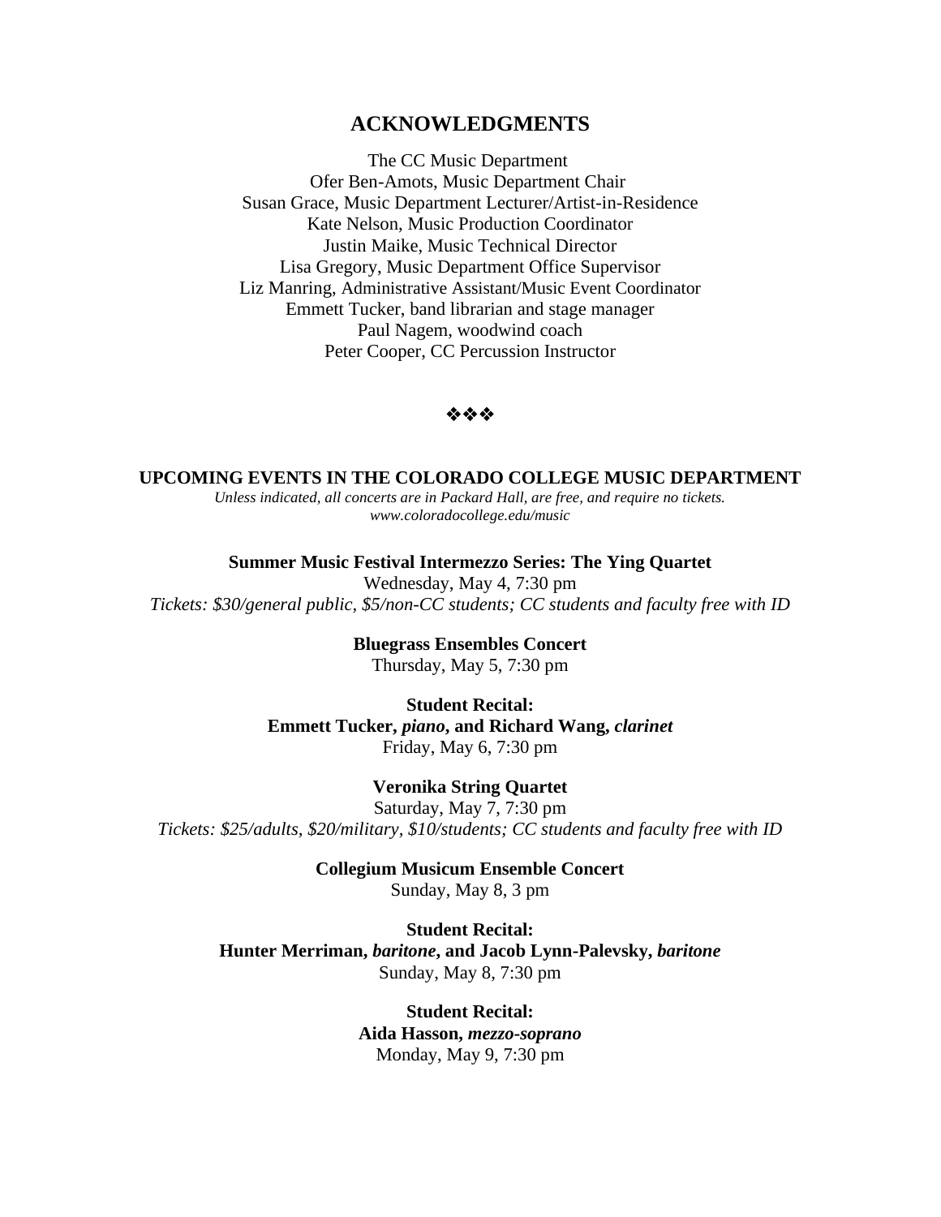## ACKNOWLEDGMENTS

The CC Music Department
Ofer Ben-Amots, Music Department Chair
Susan Grace, Music Department Lecturer/Artist-in-Residence
Kate Nelson, Music Production Coordinator
Justin Maike, Music Technical Director
Lisa Gregory, Music Department Office Supervisor
Liz Manring, Administrative Assistant/Music Event Coordinator
Emmett Tucker, band librarian and stage manager
Paul Nagem, woodwind coach
Peter Cooper, CC Percussion Instructor

❖❖❖

### UPCOMING EVENTS IN THE COLORADO COLLEGE MUSIC DEPARTMENT

*Unless indicated, all concerts are in Packard Hall, are free, and require no tickets.*
*www.coloradocollege.edu/music*

**Summer Music Festival Intermezzo Series: The Ying Quartet**
Wednesday, May 4, 7:30 pm
*Tickets: $30/general public, $5/non-CC students; CC students and faculty free with ID*

**Bluegrass Ensembles Concert**
Thursday, May 5, 7:30 pm

**Student Recital:**
**Emmett Tucker, *piano*, and Richard Wang, *clarinet***
Friday, May 6, 7:30 pm

**Veronika String Quartet**
Saturday, May 7, 7:30 pm
*Tickets: $25/adults, $20/military, $10/students; CC students and faculty free with ID*

**Collegium Musicum Ensemble Concert**
Sunday, May 8, 3 pm

**Student Recital:**
**Hunter Merriman, *baritone*, and Jacob Lynn-Palevsky, *baritone***
Sunday, May 8, 7:30 pm

**Student Recital:**
**Aida Hasson, *mezzo-soprano***
Monday, May 9, 7:30 pm